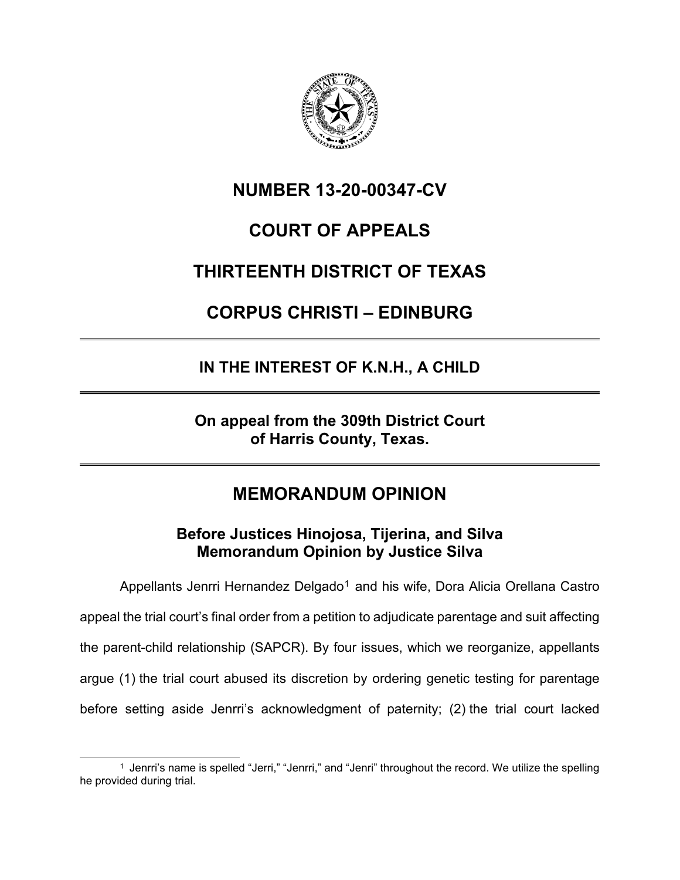# NUMBER 13-20-00347-CV

# COURT OF APPEALS

# THIRTEENTH DISTRICT OF TEXAS

# CORPUS CHRISTI – EDINBURG

---

## IN THE INTEREST OF K.N.H., A CHILD

---

**On appeal from the 309th District Court of Harris County, Texas.**

---

## MEMORANDUM OPINION

**Before Justices Hinojosa, Tijerina, and Silva**
**Memorandum Opinion by Justice Silva**

Appellants Jenrri Hernandez Delgado[1] and his wife, Dora Alicia Orellana Castro appeal the trial court's final order from a petition to adjudicate parentage and suit affecting the parent-child relationship (SAPCR). By four issues, which we reorganize, appellants argue (1) the trial court abused its discretion by ordering genetic testing for parentage before setting aside Jenrri's acknowledgment of paternity; (2) the trial court lacked

---

[1] Jenrri's name is spelled "Jerri," "Jenrri," and "Jenri" throughout the record. We utilize the spelling he provided during trial.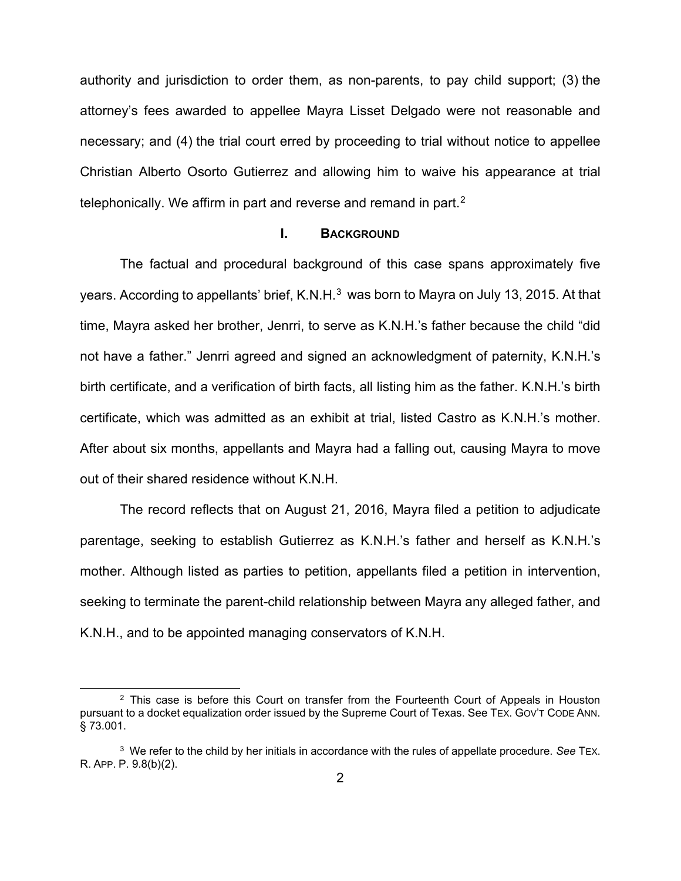authority and jurisdiction to order them, as non-parents, to pay child support; (3) the attorney's fees awarded to appellee Mayra Lisset Delgado were not reasonable and necessary; and (4) the trial court erred by proceeding to trial without notice to appellee Christian Alberto Osorto Gutierrez and allowing him to waive his appearance at trial telephonically. We affirm in part and reverse and remand in part.[2]

## I. Background

The factual and procedural background of this case spans approximately five years. According to appellants' brief, K.N.H.[3] was born to Mayra on July 13, 2015. At that time, Mayra asked her brother, Jenrri, to serve as K.N.H.'s father because the child "did not have a father." Jenrri agreed and signed an acknowledgment of paternity, K.N.H.'s birth certificate, and a verification of birth facts, all listing him as the father. K.N.H.'s birth certificate, which was admitted as an exhibit at trial, listed Castro as K.N.H.'s mother. After about six months, appellants and Mayra had a falling out, causing Mayra to move out of their shared residence without K.N.H.

The record reflects that on August 21, 2016, Mayra filed a petition to adjudicate parentage, seeking to establish Gutierrez as K.N.H.'s father and herself as K.N.H.'s mother. Although listed as parties to petition, appellants filed a petition in intervention, seeking to terminate the parent-child relationship between Mayra any alleged father, and K.N.H., and to be appointed managing conservators of K.N.H.

---

[2] This case is before this Court on transfer from the Fourteenth Court of Appeals in Houston pursuant to a docket equalization order issued by the Supreme Court of Texas. See TEX. GOV'T CODE ANN. § 73.001.

[3] We refer to the child by her initials in accordance with the rules of appellate procedure. *See* TEX. R. APP. P. 9.8(b)(2).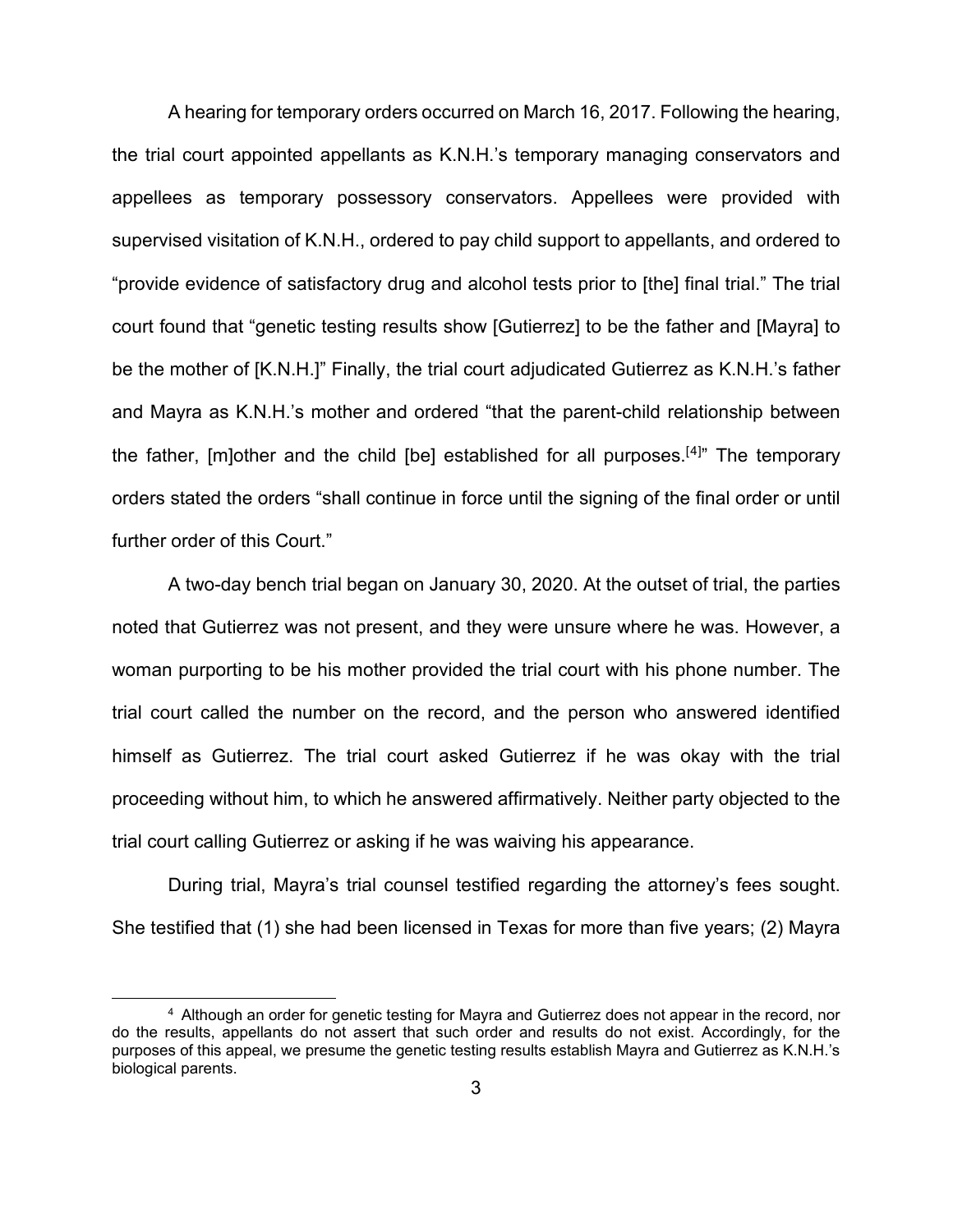A hearing for temporary orders occurred on March 16, 2017. Following the hearing, the trial court appointed appellants as K.N.H.'s temporary managing conservators and appellees as temporary possessory conservators. Appellees were provided with supervised visitation of K.N.H., ordered to pay child support to appellants, and ordered to "provide evidence of satisfactory drug and alcohol tests prior to [the] final trial." The trial court found that "genetic testing results show [Gutierrez] to be the father and [Mayra] to be the mother of [K.N.H.]" Finally, the trial court adjudicated Gutierrez as K.N.H.'s father and Mayra as K.N.H.'s mother and ordered "that the parent-child relationship between the father, [m]other and the child [be] established for all purposes.[4]" The temporary orders stated the orders "shall continue in force until the signing of the final order or until further order of this Court."

A two-day bench trial began on January 30, 2020. At the outset of trial, the parties noted that Gutierrez was not present, and they were unsure where he was. However, a woman purporting to be his mother provided the trial court with his phone number. The trial court called the number on the record, and the person who answered identified himself as Gutierrez. The trial court asked Gutierrez if he was okay with the trial proceeding without him, to which he answered affirmatively. Neither party objected to the trial court calling Gutierrez or asking if he was waiving his appearance.

During trial, Mayra's trial counsel testified regarding the attorney's fees sought. She testified that (1) she had been licensed in Texas for more than five years; (2) Mayra

---

[4] Although an order for genetic testing for Mayra and Gutierrez does not appear in the record, nor do the results, appellants do not assert that such order and results do not exist. Accordingly, for the purposes of this appeal, we presume the genetic testing results establish Mayra and Gutierrez as K.N.H.'s biological parents.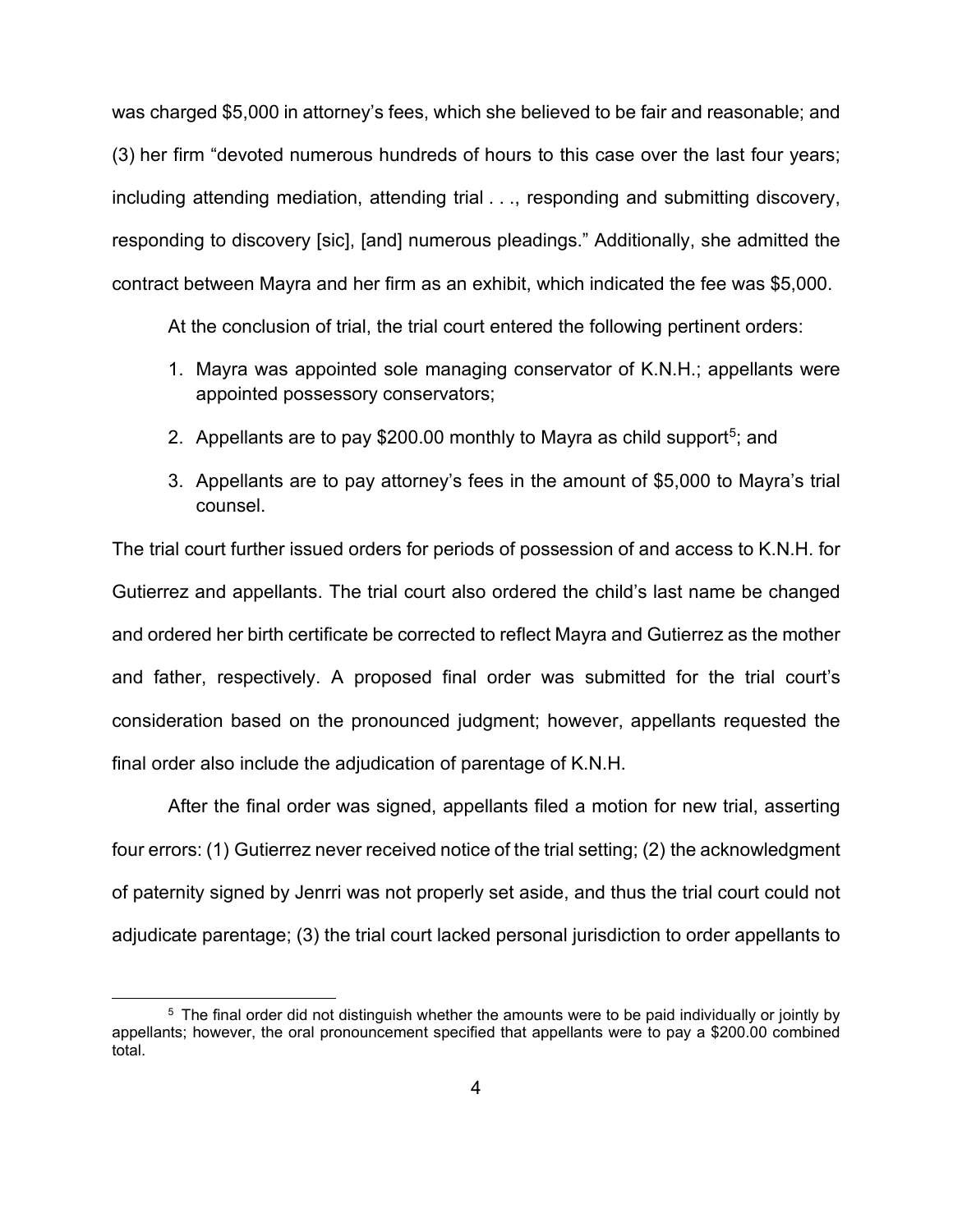was charged $5,000 in attorney's fees, which she believed to be fair and reasonable; and (3) her firm "devoted numerous hundreds of hours to this case over the last four years; including attending mediation, attending trial . . ., responding and submitting discovery, responding to discovery [sic], [and] numerous pleadings." Additionally, she admitted the contract between Mayra and her firm as an exhibit, which indicated the fee was $5,000.

At the conclusion of trial, the trial court entered the following pertinent orders:

1. Mayra was appointed sole managing conservator of K.N.H.; appellants were appointed possessory conservators;
2. Appellants are to pay $200.00 monthly to Mayra as child support[5]; and
3. Appellants are to pay attorney's fees in the amount of $5,000 to Mayra's trial counsel.

The trial court further issued orders for periods of possession of and access to K.N.H. for Gutierrez and appellants. The trial court also ordered the child's last name be changed and ordered her birth certificate be corrected to reflect Mayra and Gutierrez as the mother and father, respectively. A proposed final order was submitted for the trial court's consideration based on the pronounced judgment; however, appellants requested the final order also include the adjudication of parentage of K.N.H.

After the final order was signed, appellants filed a motion for new trial, asserting four errors: (1) Gutierrez never received notice of the trial setting; (2) the acknowledgment of paternity signed by Jenrri was not properly set aside, and thus the trial court could not adjudicate parentage; (3) the trial court lacked personal jurisdiction to order appellants to

[5] The final order did not distinguish whether the amounts were to be paid individually or jointly by appellants; however, the oral pronouncement specified that appellants were to pay a $200.00 combined total.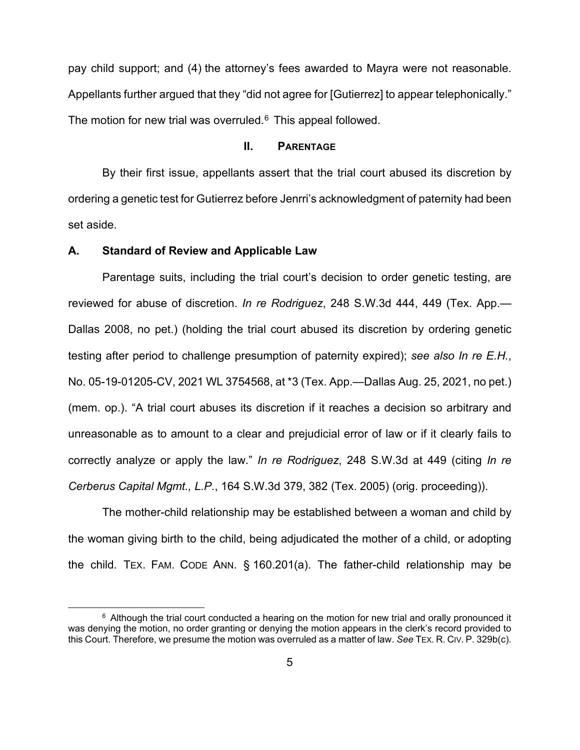pay child support; and (4) the attorney's fees awarded to Mayra were not reasonable. Appellants further argued that they "did not agree for [Gutierrez] to appear telephonically." The motion for new trial was overruled.[6] This appeal followed.

## II. Parentage

By their first issue, appellants assert that the trial court abused its discretion by ordering a genetic test for Gutierrez before Jenrri's acknowledgment of paternity had been set aside.

### A. Standard of Review and Applicable Law

Parentage suits, including the trial court's decision to order genetic testing, are reviewed for abuse of discretion. *In re Rodriguez*, 248 S.W.3d 444, 449 (Tex. App.—Dallas 2008, no pet.) (holding the trial court abused its discretion by ordering genetic testing after period to challenge presumption of paternity expired); *see also In re E.H.*, No. 05-19-01205-CV, 2021 WL 3754568, at *3 (Tex. App.—Dallas Aug. 25, 2021, no pet.) (mem. op.). "A trial court abuses its discretion if it reaches a decision so arbitrary and unreasonable as to amount to a clear and prejudicial error of law or if it clearly fails to correctly analyze or apply the law." *In re Rodriguez*, 248 S.W.3d at 449 (citing *In re Cerberus Capital Mgmt., L.P.*, 164 S.W.3d 379, 382 (Tex. 2005) (orig. proceeding)).

The mother-child relationship may be established between a woman and child by the woman giving birth to the child, being adjudicated the mother of a child, or adopting the child. TEX. FAM. CODE ANN. § 160.201(a). The father-child relationship may be

---

[6] Although the trial court conducted a hearing on the motion for new trial and orally pronounced it was denying the motion, no order granting or denying the motion appears in the clerk's record provided to this Court. Therefore, we presume the motion was overruled as a matter of law. *See* TEX. R. CIV. P. 329b(c).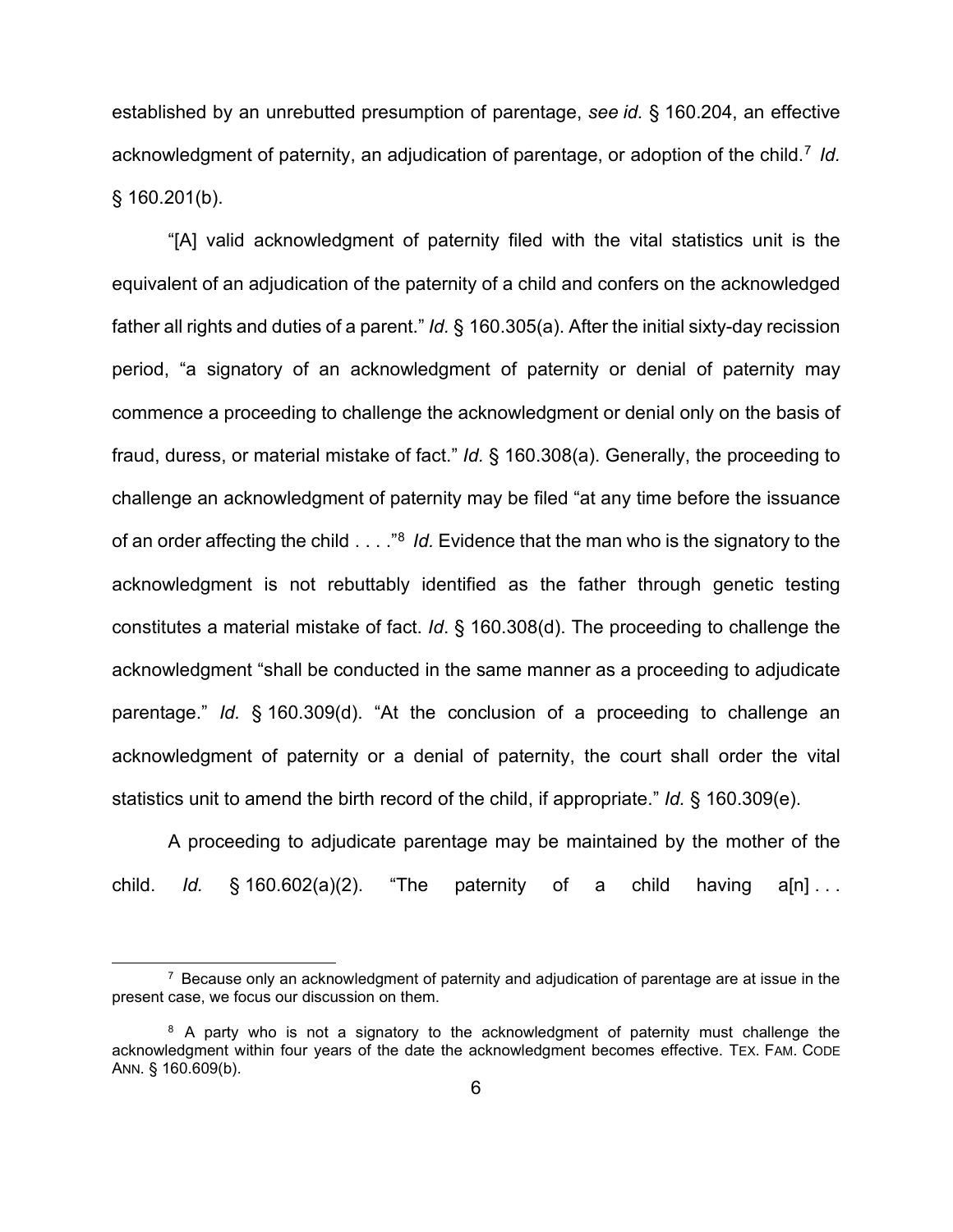established by an unrebutted presumption of parentage, *see id.* § 160.204, an effective acknowledgment of paternity, an adjudication of parentage, or adoption of the child.[7] *Id.* § 160.201(b).

"[A] valid acknowledgment of paternity filed with the vital statistics unit is the equivalent of an adjudication of the paternity of a child and confers on the acknowledged father all rights and duties of a parent." *Id.* § 160.305(a). After the initial sixty-day recission period, "a signatory of an acknowledgment of paternity or denial of paternity may commence a proceeding to challenge the acknowledgment or denial only on the basis of fraud, duress, or material mistake of fact." *Id.* § 160.308(a). Generally, the proceeding to challenge an acknowledgment of paternity may be filed "at any time before the issuance of an order affecting the child . . . ."[8] *Id.* Evidence that the man who is the signatory to the acknowledgment is not rebuttably identified as the father through genetic testing constitutes a material mistake of fact. *Id*. § 160.308(d). The proceeding to challenge the acknowledgment "shall be conducted in the same manner as a proceeding to adjudicate parentage." *Id.* § 160.309(d). "At the conclusion of a proceeding to challenge an acknowledgment of paternity or a denial of paternity, the court shall order the vital statistics unit to amend the birth record of the child, if appropriate." *Id.* § 160.309(e).

A proceeding to adjudicate parentage may be maintained by the mother of the child. *Id.* § 160.602(a)(2). "The paternity of a child having a[n] . . .

---

[7] Because only an acknowledgment of paternity and adjudication of parentage are at issue in the present case, we focus our discussion on them.

[8] A party who is not a signatory to the acknowledgment of paternity must challenge the acknowledgment within four years of the date the acknowledgment becomes effective. TEX. FAM. CODE ANN. § 160.609(b).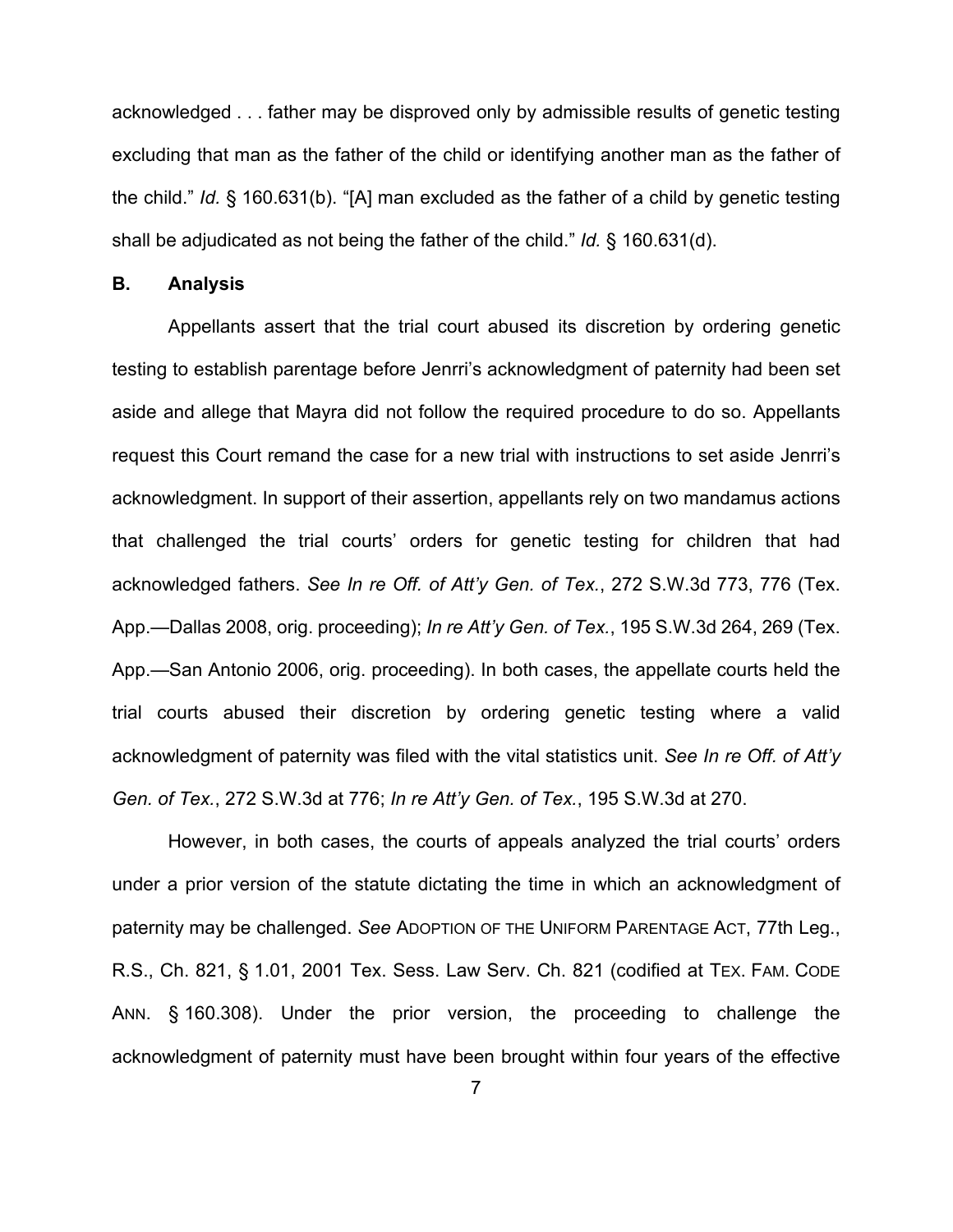acknowledged . . . father may be disproved only by admissible results of genetic testing excluding that man as the father of the child or identifying another man as the father of the child." *Id.* § 160.631(b). "[A] man excluded as the father of a child by genetic testing shall be adjudicated as not being the father of the child." *Id.* § 160.631(d).

### B. Analysis

Appellants assert that the trial court abused its discretion by ordering genetic testing to establish parentage before Jenrri's acknowledgment of paternity had been set aside and allege that Mayra did not follow the required procedure to do so. Appellants request this Court remand the case for a new trial with instructions to set aside Jenrri's acknowledgment. In support of their assertion, appellants rely on two mandamus actions that challenged the trial courts' orders for genetic testing for children that had acknowledged fathers. *See In re Off. of Att'y Gen. of Tex.*, 272 S.W.3d 773, 776 (Tex. App.—Dallas 2008, orig. proceeding); *In re Att'y Gen. of Tex.*, 195 S.W.3d 264, 269 (Tex. App.—San Antonio 2006, orig. proceeding). In both cases, the appellate courts held the trial courts abused their discretion by ordering genetic testing where a valid acknowledgment of paternity was filed with the vital statistics unit. *See In re Off. of Att'y Gen. of Tex.*, 272 S.W.3d at 776; *In re Att'y Gen. of Tex.*, 195 S.W.3d at 270.

However, in both cases, the courts of appeals analyzed the trial courts' orders under a prior version of the statute dictating the time in which an acknowledgment of paternity may be challenged. *See* ADOPTION OF THE UNIFORM PARENTAGE ACT, 77th Leg., R.S., Ch. 821, § 1.01, 2001 Tex. Sess. Law Serv. Ch. 821 (codified at TEX. FAM. CODE ANN. § 160.308). Under the prior version, the proceeding to challenge the acknowledgment of paternity must have been brought within four years of the effective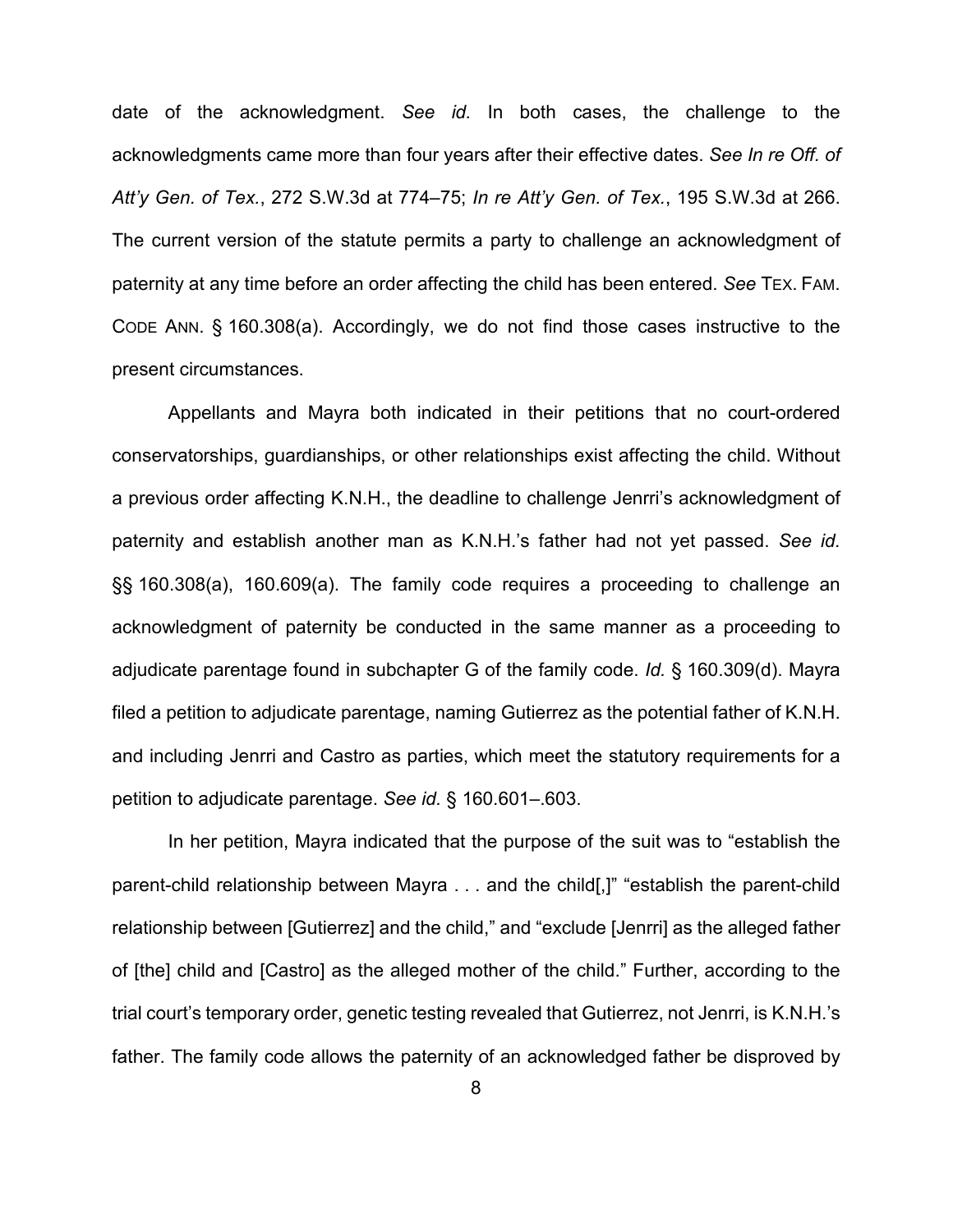date of the acknowledgment. *See id.* In both cases, the challenge to the acknowledgments came more than four years after their effective dates. *See In re Off. of Att'y Gen. of Tex.*, 272 S.W.3d at 774–75; *In re Att'y Gen. of Tex.*, 195 S.W.3d at 266. The current version of the statute permits a party to challenge an acknowledgment of paternity at any time before an order affecting the child has been entered. *See* TEX. FAM. CODE ANN. § 160.308(a). Accordingly, we do not find those cases instructive to the present circumstances.

Appellants and Mayra both indicated in their petitions that no court-ordered conservatorships, guardianships, or other relationships exist affecting the child. Without a previous order affecting K.N.H., the deadline to challenge Jenrri's acknowledgment of paternity and establish another man as K.N.H.'s father had not yet passed. *See id.* §§ 160.308(a), 160.609(a). The family code requires a proceeding to challenge an acknowledgment of paternity be conducted in the same manner as a proceeding to adjudicate parentage found in subchapter G of the family code. *Id.* § 160.309(d). Mayra filed a petition to adjudicate parentage, naming Gutierrez as the potential father of K.N.H. and including Jenrri and Castro as parties, which meet the statutory requirements for a petition to adjudicate parentage. *See id.* § 160.601–.603.

In her petition, Mayra indicated that the purpose of the suit was to "establish the parent-child relationship between Mayra . . . and the child[,]" "establish the parent-child relationship between [Gutierrez] and the child," and "exclude [Jenrri] as the alleged father of [the] child and [Castro] as the alleged mother of the child." Further, according to the trial court's temporary order, genetic testing revealed that Gutierrez, not Jenrri, is K.N.H.'s father. The family code allows the paternity of an acknowledged father be disproved by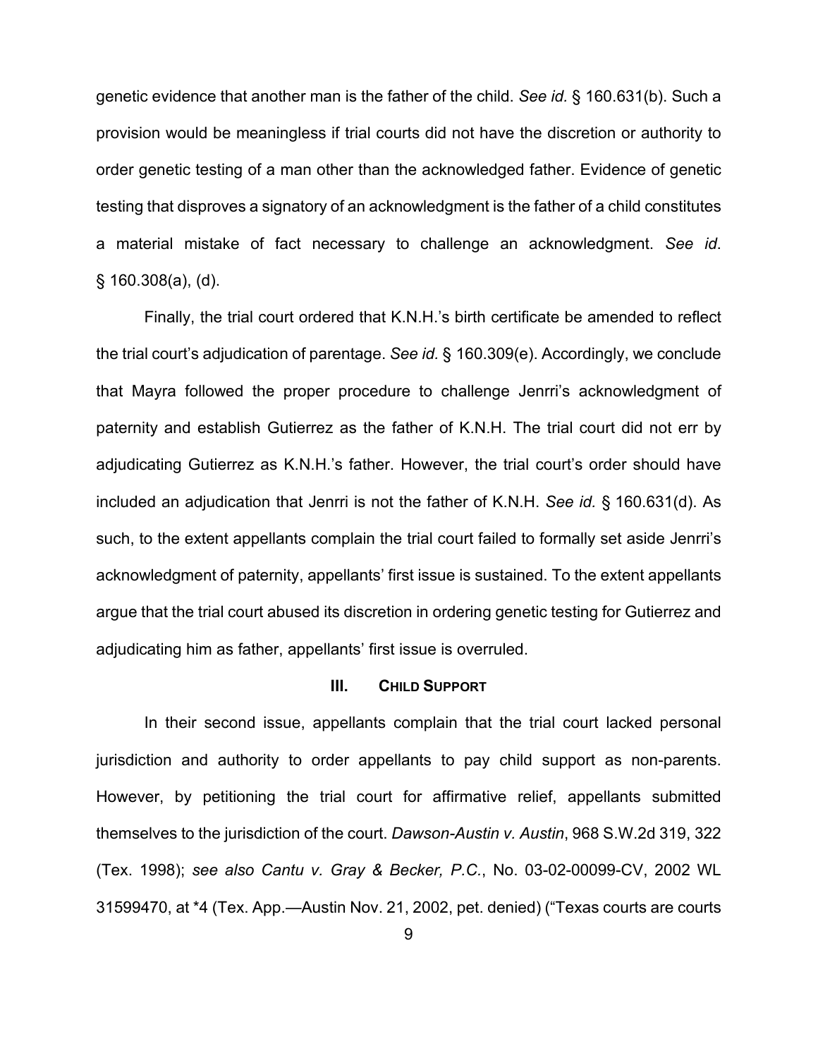genetic evidence that another man is the father of the child. *See id.* § 160.631(b). Such a provision would be meaningless if trial courts did not have the discretion or authority to order genetic testing of a man other than the acknowledged father. Evidence of genetic testing that disproves a signatory of an acknowledgment is the father of a child constitutes a material mistake of fact necessary to challenge an acknowledgment. *See id*. § 160.308(a), (d).

Finally, the trial court ordered that K.N.H.'s birth certificate be amended to reflect the trial court's adjudication of parentage. *See id.* § 160.309(e). Accordingly, we conclude that Mayra followed the proper procedure to challenge Jenrri's acknowledgment of paternity and establish Gutierrez as the father of K.N.H. The trial court did not err by adjudicating Gutierrez as K.N.H.'s father. However, the trial court's order should have included an adjudication that Jenrri is not the father of K.N.H. *See id.* § 160.631(d). As such, to the extent appellants complain the trial court failed to formally set aside Jenrri's acknowledgment of paternity, appellants' first issue is sustained. To the extent appellants argue that the trial court abused its discretion in ordering genetic testing for Gutierrez and adjudicating him as father, appellants' first issue is overruled.

### III. Child Support

In their second issue, appellants complain that the trial court lacked personal jurisdiction and authority to order appellants to pay child support as non-parents. However, by petitioning the trial court for affirmative relief, appellants submitted themselves to the jurisdiction of the court. *Dawson-Austin v. Austin*, 968 S.W.2d 319, 322 (Tex. 1998); *see also Cantu v. Gray & Becker, P.C.*, No. 03-02-00099-CV, 2002 WL 31599470, at *4 (Tex. App.—Austin Nov. 21, 2002, pet. denied) ("Texas courts are courts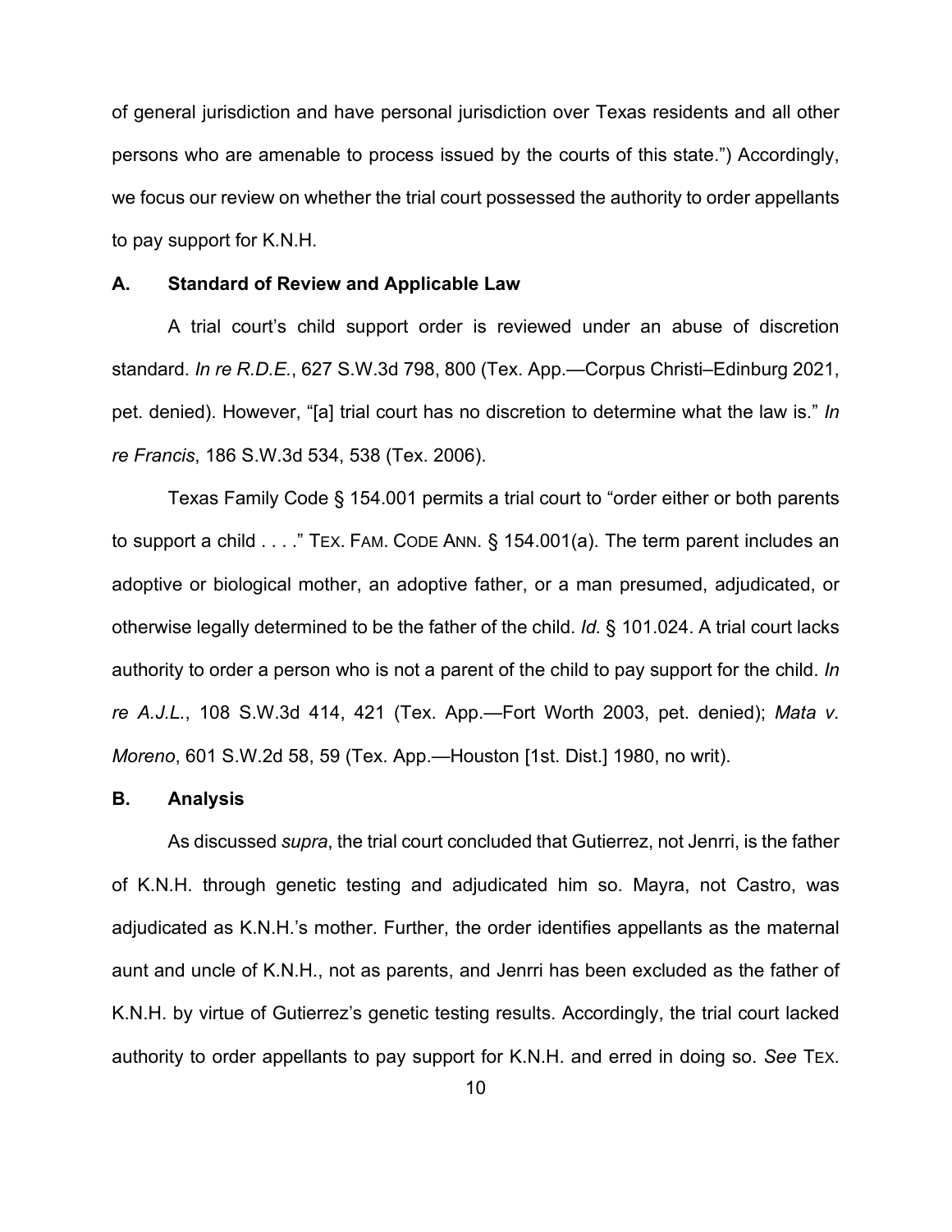of general jurisdiction and have personal jurisdiction over Texas residents and all other persons who are amenable to process issued by the courts of this state.") Accordingly, we focus our review on whether the trial court possessed the authority to order appellants to pay support for K.N.H.

### A. Standard of Review and Applicable Law

A trial court's child support order is reviewed under an abuse of discretion standard. *In re R.D.E.*, 627 S.W.3d 798, 800 (Tex. App.—Corpus Christi–Edinburg 2021, pet. denied). However, "[a] trial court has no discretion to determine what the law is." *In re Francis*, 186 S.W.3d 534, 538 (Tex. 2006).

Texas Family Code § 154.001 permits a trial court to "order either or both parents to support a child . . . ." TEX. FAM. CODE ANN. § 154.001(a). The term parent includes an adoptive or biological mother, an adoptive father, or a man presumed, adjudicated, or otherwise legally determined to be the father of the child. *Id.* § 101.024. A trial court lacks authority to order a person who is not a parent of the child to pay support for the child. *In re A.J.L.*, 108 S.W.3d 414, 421 (Tex. App.—Fort Worth 2003, pet. denied); *Mata v. Moreno*, 601 S.W.2d 58, 59 (Tex. App.—Houston [1st. Dist.] 1980, no writ).

### B. Analysis

As discussed *supra*, the trial court concluded that Gutierrez, not Jenrri, is the father of K.N.H. through genetic testing and adjudicated him so. Mayra, not Castro, was adjudicated as K.N.H.'s mother. Further, the order identifies appellants as the maternal aunt and uncle of K.N.H., not as parents, and Jenrri has been excluded as the father of K.N.H. by virtue of Gutierrez's genetic testing results. Accordingly, the trial court lacked authority to order appellants to pay support for K.N.H. and erred in doing so. *See* TEX.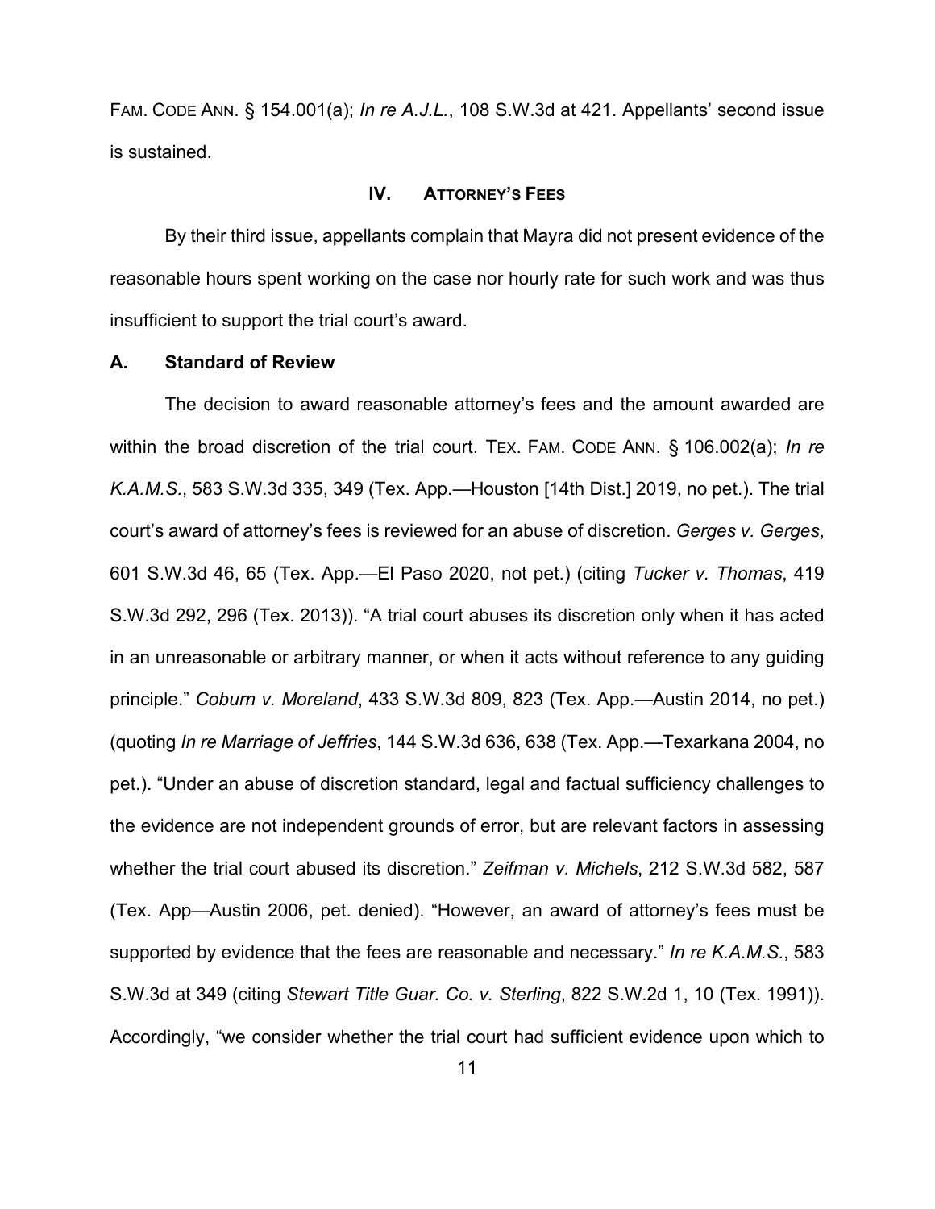FAM. CODE ANN. § 154.001(a); *In re A.J.L.*, 108 S.W.3d at 421. Appellants' second issue is sustained.

## IV. ATTORNEY'S FEES

By their third issue, appellants complain that Mayra did not present evidence of the reasonable hours spent working on the case nor hourly rate for such work and was thus insufficient to support the trial court's award.

### A. Standard of Review

The decision to award reasonable attorney's fees and the amount awarded are within the broad discretion of the trial court. TEX. FAM. CODE ANN. § 106.002(a); *In re K.A.M.S.*, 583 S.W.3d 335, 349 (Tex. App.—Houston [14th Dist.] 2019, no pet.). The trial court's award of attorney's fees is reviewed for an abuse of discretion. *Gerges v. Gerges*, 601 S.W.3d 46, 65 (Tex. App.—El Paso 2020, not pet.) (citing *Tucker v. Thomas*, 419 S.W.3d 292, 296 (Tex. 2013)). "A trial court abuses its discretion only when it has acted in an unreasonable or arbitrary manner, or when it acts without reference to any guiding principle." *Coburn v. Moreland*, 433 S.W.3d 809, 823 (Tex. App.—Austin 2014, no pet.) (quoting *In re Marriage of Jeffries*, 144 S.W.3d 636, 638 (Tex. App.—Texarkana 2004, no pet.). "Under an abuse of discretion standard, legal and factual sufficiency challenges to the evidence are not independent grounds of error, but are relevant factors in assessing whether the trial court abused its discretion." *Zeifman v. Michels*, 212 S.W.3d 582, 587 (Tex. App—Austin 2006, pet. denied). "However, an award of attorney's fees must be supported by evidence that the fees are reasonable and necessary." *In re K.A.M.S.*, 583 S.W.3d at 349 (citing *Stewart Title Guar. Co. v. Sterling*, 822 S.W.2d 1, 10 (Tex. 1991)). Accordingly, "we consider whether the trial court had sufficient evidence upon which to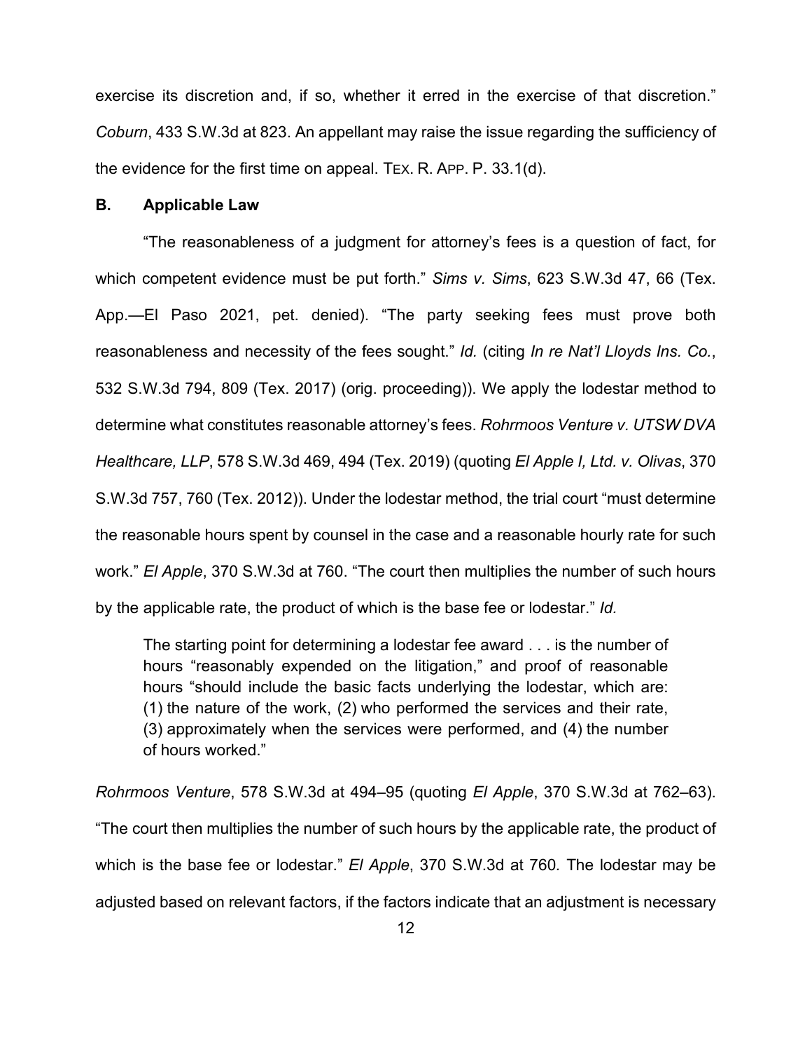exercise its discretion and, if so, whether it erred in the exercise of that discretion." *Coburn*, 433 S.W.3d at 823. An appellant may raise the issue regarding the sufficiency of the evidence for the first time on appeal. TEX. R. APP. P. 33.1(d).

**B. Applicable Law**

"The reasonableness of a judgment for attorney's fees is a question of fact, for which competent evidence must be put forth." *Sims v. Sims*, 623 S.W.3d 47, 66 (Tex. App.—El Paso 2021, pet. denied). "The party seeking fees must prove both reasonableness and necessity of the fees sought." *Id.* (citing *In re Nat'l Lloyds Ins. Co.*, 532 S.W.3d 794, 809 (Tex. 2017) (orig. proceeding)). We apply the lodestar method to determine what constitutes reasonable attorney's fees. *Rohrmoos Venture v. UTSW DVA Healthcare, LLP*, 578 S.W.3d 469, 494 (Tex. 2019) (quoting *El Apple I, Ltd. v. Olivas*, 370 S.W.3d 757, 760 (Tex. 2012)). Under the lodestar method, the trial court "must determine the reasonable hours spent by counsel in the case and a reasonable hourly rate for such work." *El Apple*, 370 S.W.3d at 760. "The court then multiplies the number of such hours by the applicable rate, the product of which is the base fee or lodestar." *Id.*

> The starting point for determining a lodestar fee award . . . is the number of hours "reasonably expended on the litigation," and proof of reasonable hours "should include the basic facts underlying the lodestar, which are: (1) the nature of the work, (2) who performed the services and their rate, (3) approximately when the services were performed, and (4) the number of hours worked."

*Rohrmoos Venture*, 578 S.W.3d at 494–95 (quoting *El Apple*, 370 S.W.3d at 762–63). "The court then multiplies the number of such hours by the applicable rate, the product of which is the base fee or lodestar." *El Apple*, 370 S.W.3d at 760. The lodestar may be adjusted based on relevant factors, if the factors indicate that an adjustment is necessary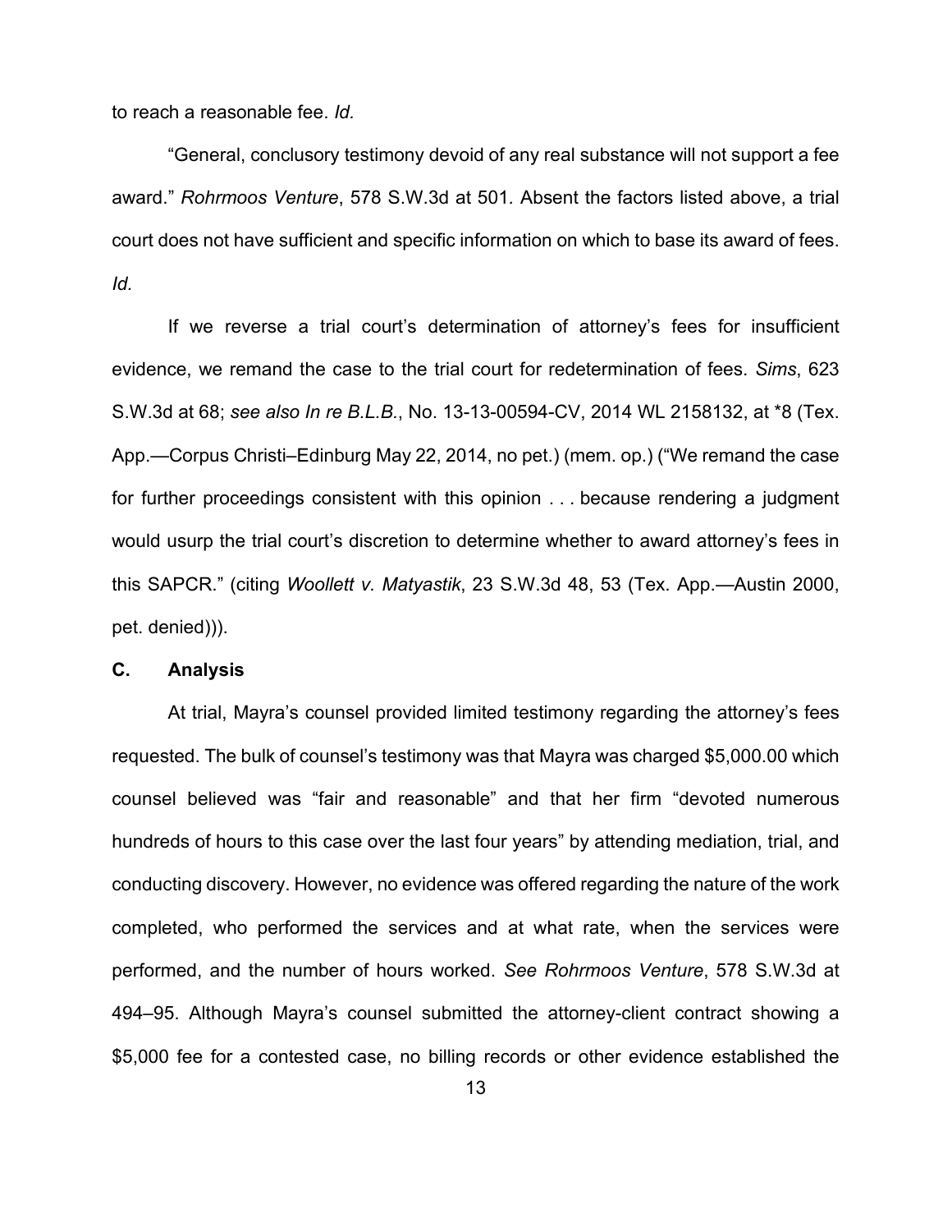to reach a reasonable fee. *Id.*

"General, conclusory testimony devoid of any real substance will not support a fee award." *Rohrmoos Venture*, 578 S.W.3d at 501. Absent the factors listed above, a trial court does not have sufficient and specific information on which to base its award of fees. *Id.*

If we reverse a trial court's determination of attorney's fees for insufficient evidence, we remand the case to the trial court for redetermination of fees. *Sims*, 623 S.W.3d at 68; *see also In re B.L.B.*, No. 13-13-00594-CV, 2014 WL 2158132, at *8 (Tex. App.—Corpus Christi–Edinburg May 22, 2014, no pet.) (mem. op.) ("We remand the case for further proceedings consistent with this opinion . . . because rendering a judgment would usurp the trial court's discretion to determine whether to award attorney's fees in this SAPCR." (citing *Woollett v. Matyastik*, 23 S.W.3d 48, 53 (Tex. App.—Austin 2000, pet. denied))).

### C. Analysis

At trial, Mayra's counsel provided limited testimony regarding the attorney's fees requested. The bulk of counsel's testimony was that Mayra was charged $5,000.00 which counsel believed was "fair and reasonable" and that her firm "devoted numerous hundreds of hours to this case over the last four years" by attending mediation, trial, and conducting discovery. However, no evidence was offered regarding the nature of the work completed, who performed the services and at what rate, when the services were performed, and the number of hours worked. *See Rohrmoos Venture*, 578 S.W.3d at 494–95. Although Mayra's counsel submitted the attorney-client contract showing a $5,000 fee for a contested case, no billing records or other evidence established the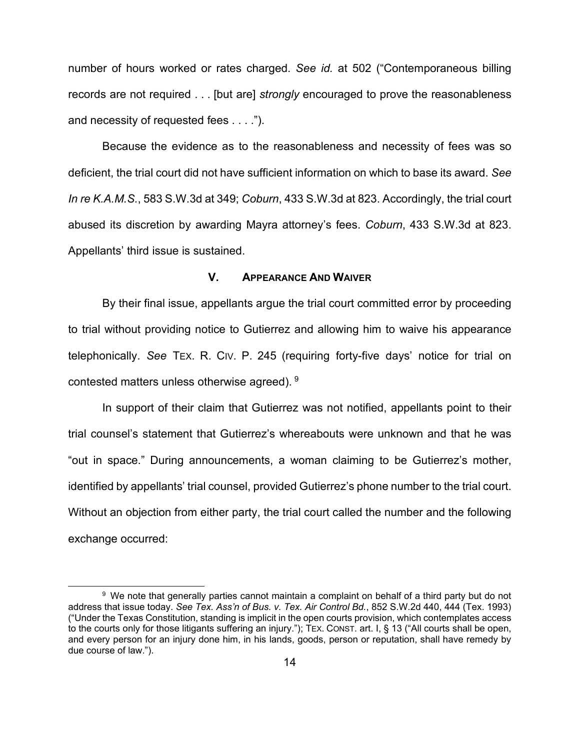number of hours worked or rates charged. *See id.* at 502 ("Contemporaneous billing records are not required . . . [but are] *strongly* encouraged to prove the reasonableness and necessity of requested fees . . . .").

Because the evidence as to the reasonableness and necessity of fees was so deficient, the trial court did not have sufficient information on which to base its award. *See In re K.A.M.S.*, 583 S.W.3d at 349; *Coburn*, 433 S.W.3d at 823. Accordingly, the trial court abused its discretion by awarding Mayra attorney's fees. *Coburn*, 433 S.W.3d at 823. Appellants' third issue is sustained.

## V. APPEARANCE AND WAIVER

By their final issue, appellants argue the trial court committed error by proceeding to trial without providing notice to Gutierrez and allowing him to waive his appearance telephonically. *See* TEX. R. CIV. P. 245 (requiring forty-five days' notice for trial on contested matters unless otherwise agreed). [9]

In support of their claim that Gutierrez was not notified, appellants point to their trial counsel's statement that Gutierrez's whereabouts were unknown and that he was "out in space." During announcements, a woman claiming to be Gutierrez's mother, identified by appellants' trial counsel, provided Gutierrez's phone number to the trial court. Without an objection from either party, the trial court called the number and the following exchange occurred:

---

[9] We note that generally parties cannot maintain a complaint on behalf of a third party but do not address that issue today. *See Tex. Ass'n of Bus. v. Tex. Air Control Bd.*, 852 S.W.2d 440, 444 (Tex. 1993) ("Under the Texas Constitution, standing is implicit in the open courts provision, which contemplates access to the courts only for those litigants suffering an injury."); TEX. CONST. art. I, § 13 ("All courts shall be open, and every person for an injury done him, in his lands, goods, person or reputation, shall have remedy by due course of law.").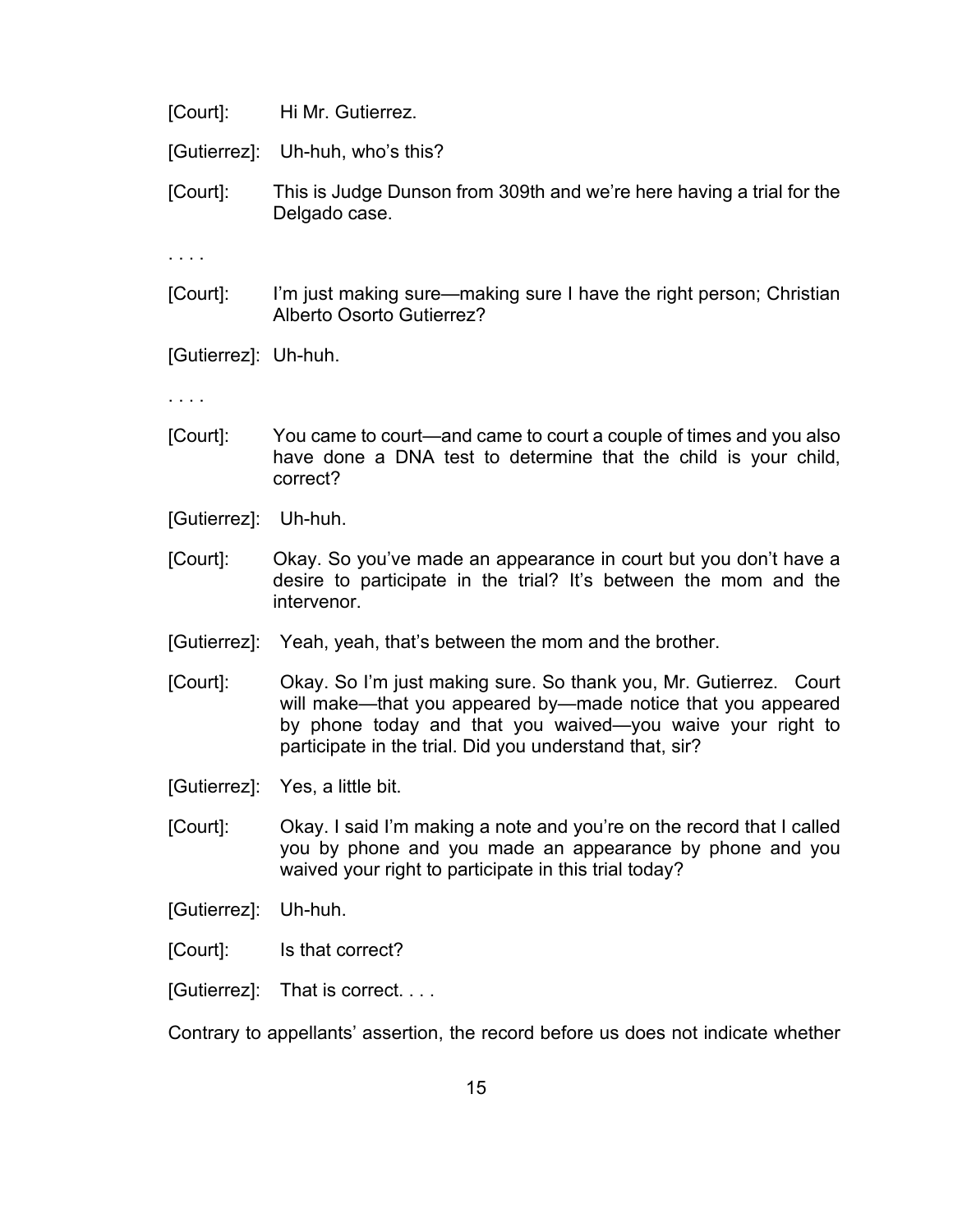[Court]: Hi Mr. Gutierrez.

[Gutierrez]: Uh-huh, who's this?

[Court]: This is Judge Dunson from 309th and we're here having a trial for the Delgado case.

. . . .

[Court]: I'm just making sure—making sure I have the right person; Christian Alberto Osorto Gutierrez?

[Gutierrez]: Uh-huh.

. . . .

[Court]: You came to court—and came to court a couple of times and you also have done a DNA test to determine that the child is your child, correct?

[Gutierrez]: Uh-huh.

[Court]: Okay. So you've made an appearance in court but you don't have a desire to participate in the trial? It's between the mom and the intervenor.

[Gutierrez]: Yeah, yeah, that's between the mom and the brother.

[Court]: Okay. So I'm just making sure. So thank you, Mr. Gutierrez. Court will make—that you appeared by—made notice that you appeared by phone today and that you waived—you waive your right to participate in the trial. Did you understand that, sir?

[Gutierrez]: Yes, a little bit.

[Court]: Okay. I said I'm making a note and you're on the record that I called you by phone and you made an appearance by phone and you waived your right to participate in this trial today?

[Gutierrez]: Uh-huh.

[Court]: Is that correct?

[Gutierrez]: That is correct. . . .

Contrary to appellants' assertion, the record before us does not indicate whether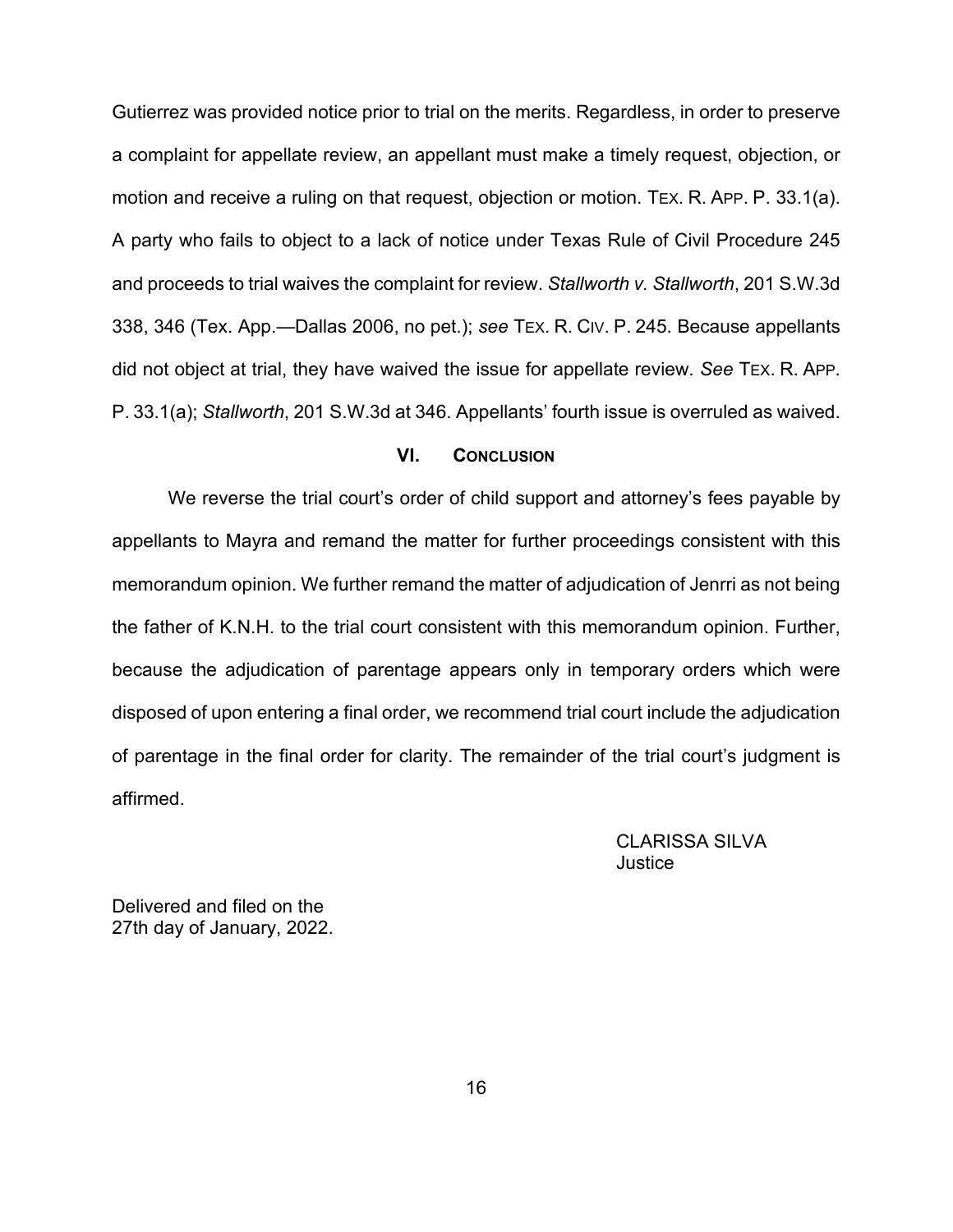Gutierrez was provided notice prior to trial on the merits. Regardless, in order to preserve a complaint for appellate review, an appellant must make a timely request, objection, or motion and receive a ruling on that request, objection or motion. TEX. R. APP. P. 33.1(a). A party who fails to object to a lack of notice under Texas Rule of Civil Procedure 245 and proceeds to trial waives the complaint for review. *Stallworth v. Stallworth*, 201 S.W.3d 338, 346 (Tex. App.—Dallas 2006, no pet.); *see* TEX. R. CIV. P. 245. Because appellants did not object at trial, they have waived the issue for appellate review. *See* TEX. R. APP. P. 33.1(a); *Stallworth*, 201 S.W.3d at 346. Appellants' fourth issue is overruled as waived.

## VI. CONCLUSION

We reverse the trial court's order of child support and attorney's fees payable by appellants to Mayra and remand the matter for further proceedings consistent with this memorandum opinion. We further remand the matter of adjudication of Jenrri as not being the father of K.N.H. to the trial court consistent with this memorandum opinion. Further, because the adjudication of parentage appears only in temporary orders which were disposed of upon entering a final order, we recommend trial court include the adjudication of parentage in the final order for clarity. The remainder of the trial court's judgment is affirmed.

CLARISSA SILVA
Justice

Delivered and filed on the
27th day of January, 2022.